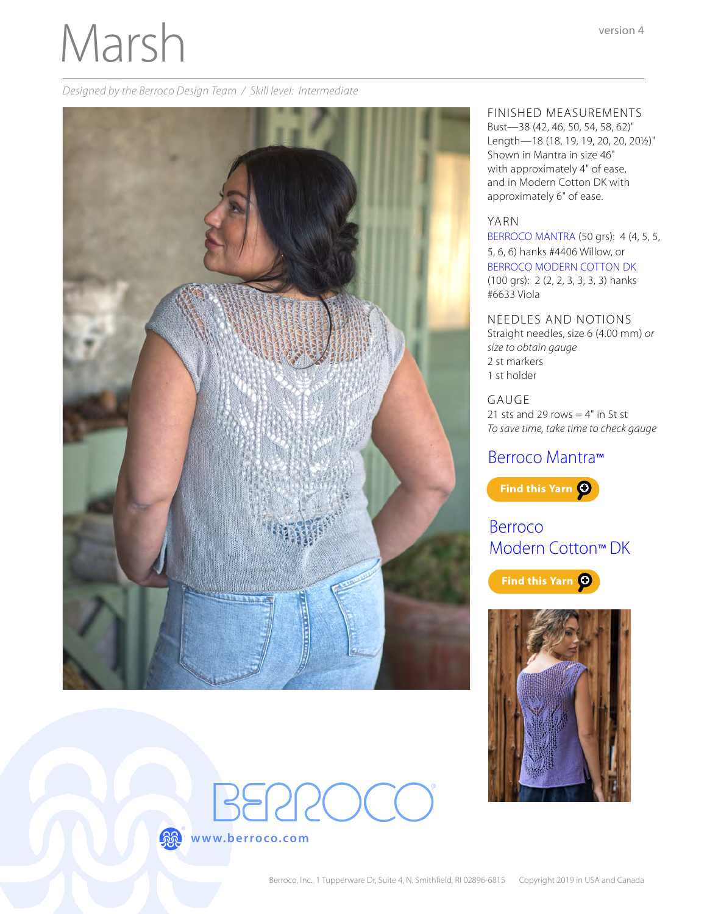# Marsh

version 4

*Designed by the Berroco Design Team / Skill level: Intermediate*

## FINISHED MEASUREMENTS

Bust—38 (42, 46, 50, 54, 58, 62)"
Length—18 (18, 19, 19, 20, 20, 20½)"
Shown in Mantra in size 46" with approximately 4" of ease, and in Modern Cotton DK with approximately 6" of ease.

## YARN

BERROCO MANTRA (50 grs): 4 (4, 5, 5, 5, 6, 6) hanks #4406 Willow, or
BERROCO MODERN COTTON DK (100 grs): 2 (2, 2, 3, 3, 3, 3) hanks #6633 Viola

## NEEDLES AND NOTIONS

Straight needles, size 6 (4.00 mm) *or size to obtain gauge*
2 st markers
1 st holder

## GAUGE

21 sts and 29 rows = 4" in St st
*To save time, take time to check gauge*

Berroco Mantra™

Find this Yarn

Berroco Modern Cotton™ DK

Find this Yarn

BERROCO®

www.berroco.com

Berroco, Inc., 1 Tupperware Dr, Suite 4, N. Smithfield, RI 02896-6815   Copyright 2019 in USA and Canada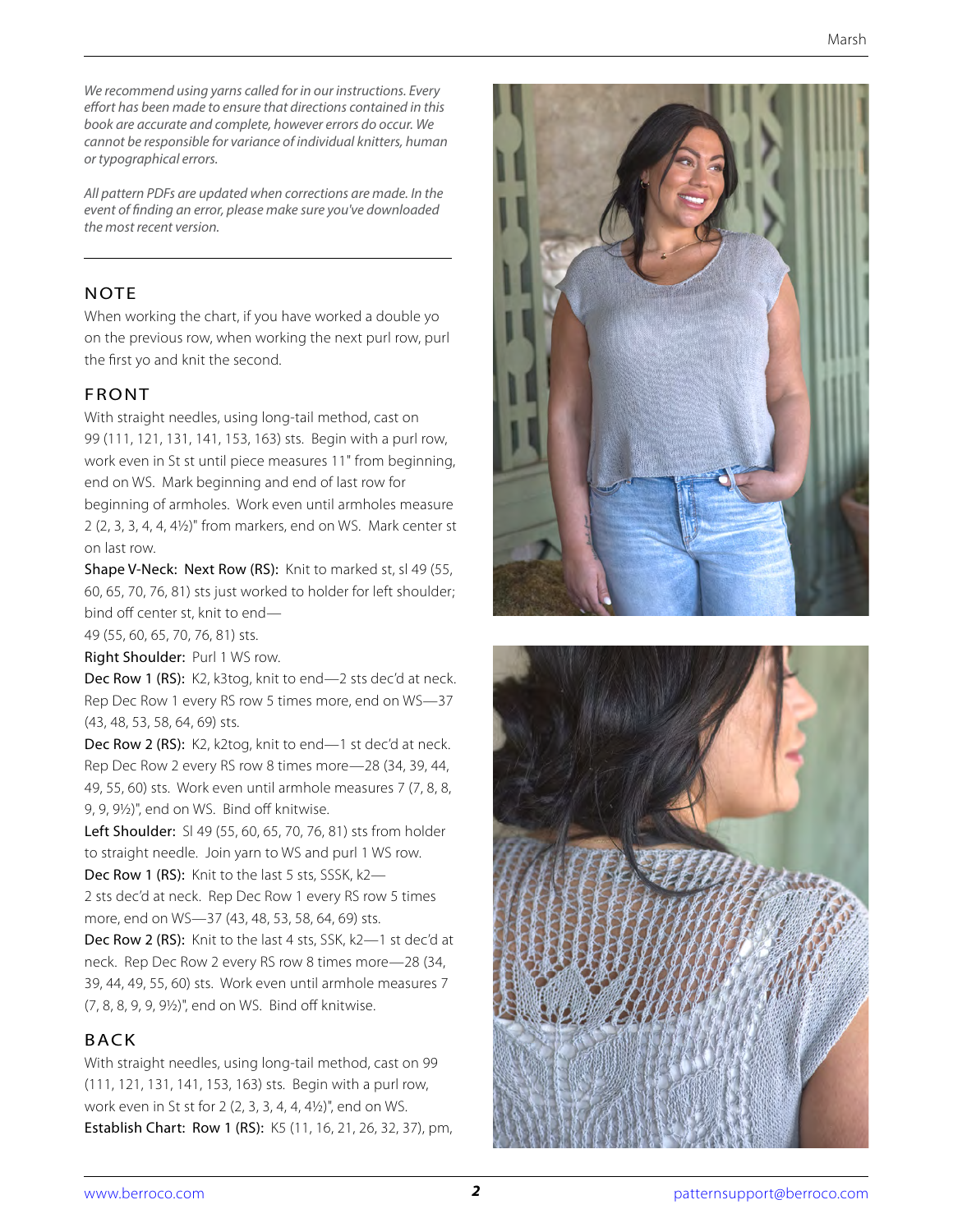*We recommend using yarns called for in our instructions. Every effort has been made to ensure that directions contained in this book are accurate and complete, however errors do occur. We cannot be responsible for variance of individual knitters, human or typographical errors.*

*All pattern PDFs are updated when corrections are made. In the event of finding an error, please make sure you've downloaded the most recent version.*

## NOTE

When working the chart, if you have worked a double yo on the previous row, when working the next purl row, purl the first yo and knit the second.

## FRONT

With straight needles, using long-tail method, cast on 99 (111, 121, 131, 141, 153, 163) sts. Begin with a purl row, work even in St st until piece measures 11" from beginning, end on WS. Mark beginning and end of last row for beginning of armholes. Work even until armholes measure 2 (2, 3, 3, 4, 4, 4½)" from markers, end on WS. Mark center st on last row.

**Shape V-Neck: Next Row (RS):** Knit to marked st, sl 49 (55, 60, 65, 70, 76, 81) sts just worked to holder for left shoulder; bind off center st, knit to end—49 (55, 60, 65, 70, 76, 81) sts.

**Right Shoulder:** Purl 1 WS row.

**Dec Row 1 (RS):** K2, k3tog, knit to end—2 sts dec'd at neck. Rep Dec Row 1 every RS row 5 times more, end on WS—37 (43, 48, 53, 58, 64, 69) sts.

**Dec Row 2 (RS):** K2, k2tog, knit to end—1 st dec'd at neck. Rep Dec Row 2 every RS row 8 times more—28 (34, 39, 44, 49, 55, 60) sts. Work even until armhole measures 7 (7, 8, 8, 9, 9, 9½)", end on WS. Bind off knitwise.

**Left Shoulder:** Sl 49 (55, 60, 65, 70, 76, 81) sts from holder to straight needle. Join yarn to WS and purl 1 WS row.

**Dec Row 1 (RS):** Knit to the last 5 sts, SSSK, k2—2 sts dec'd at neck. Rep Dec Row 1 every RS row 5 times more, end on WS—37 (43, 48, 53, 58, 64, 69) sts.

**Dec Row 2 (RS):** Knit to the last 4 sts, SSK, k2—1 st dec'd at neck. Rep Dec Row 2 every RS row 8 times more—28 (34, 39, 44, 49, 55, 60) sts. Work even until armhole measures 7 (7, 8, 8, 9, 9, 9½)", end on WS. Bind off knitwise.

## BACK

With straight needles, using long-tail method, cast on 99 (111, 121, 131, 141, 153, 163) sts. Begin with a purl row, work even in St st for 2 (2, 3, 3, 4, 4, 4½)", end on WS.

**Establish Chart: Row 1 (RS):** K5 (11, 16, 21, 26, 32, 37), pm,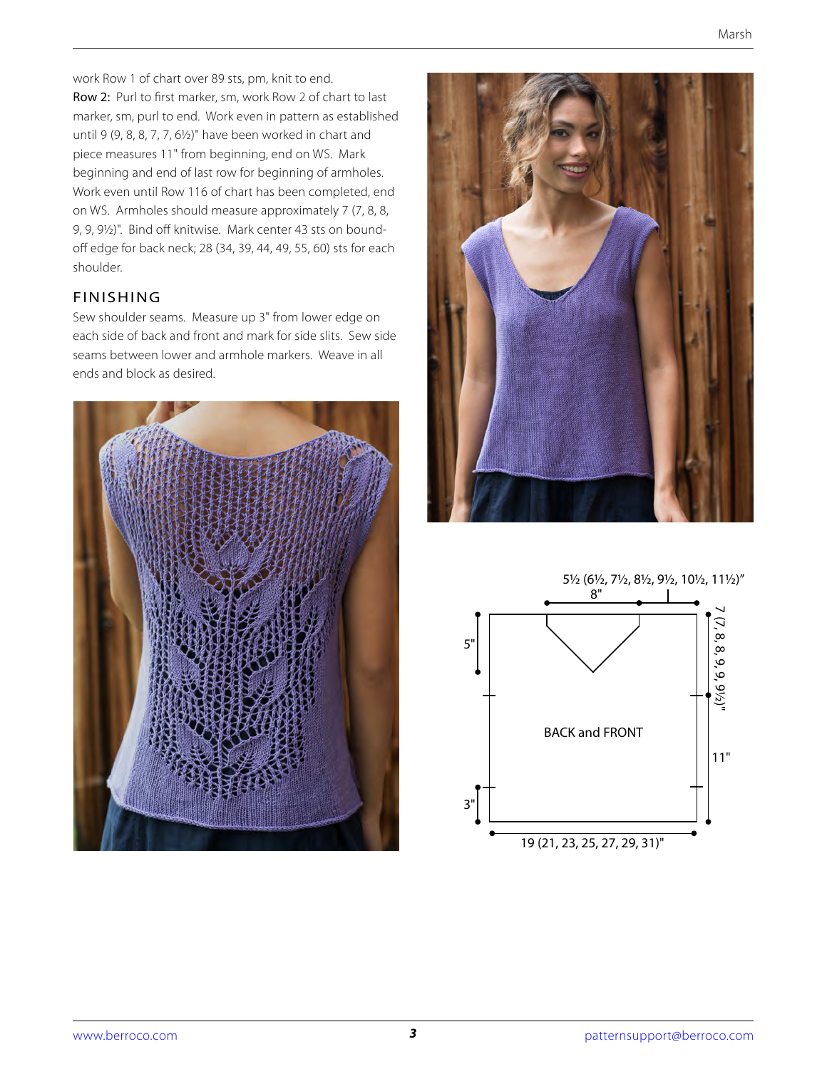work Row 1 of chart over 89 sts, pm, knit to end.

**Row 2:** Purl to first marker, sm, work Row 2 of chart to last marker, sm, purl to end. Work even in pattern as established until 9 (9, 8, 8, 7, 7, 6½)" have been worked in chart and piece measures 11" from beginning, end on WS. Mark beginning and end of last row for beginning of armholes. Work even until Row 116 of chart has been completed, end on WS. Armholes should measure approximately 7 (7, 8, 8, 9, 9, 9½)". Bind off knitwise. Mark center 43 sts on bound-off edge for back neck; 28 (34, 39, 44, 49, 55, 60) sts for each shoulder.

## FINISHING

Sew shoulder seams. Measure up 3" from lower edge on each side of back and front and mark for side slits. Sew side seams between lower and armhole markers. Weave in all ends and block as desired.

5½ (6½, 7½, 8½, 9½, 10½, 11½)"

8"

5"

7 (7, 8, 8, 9, 9, 9½)"

BACK and FRONT

11"

3"

19 (21, 23, 25, 27, 29, 31)"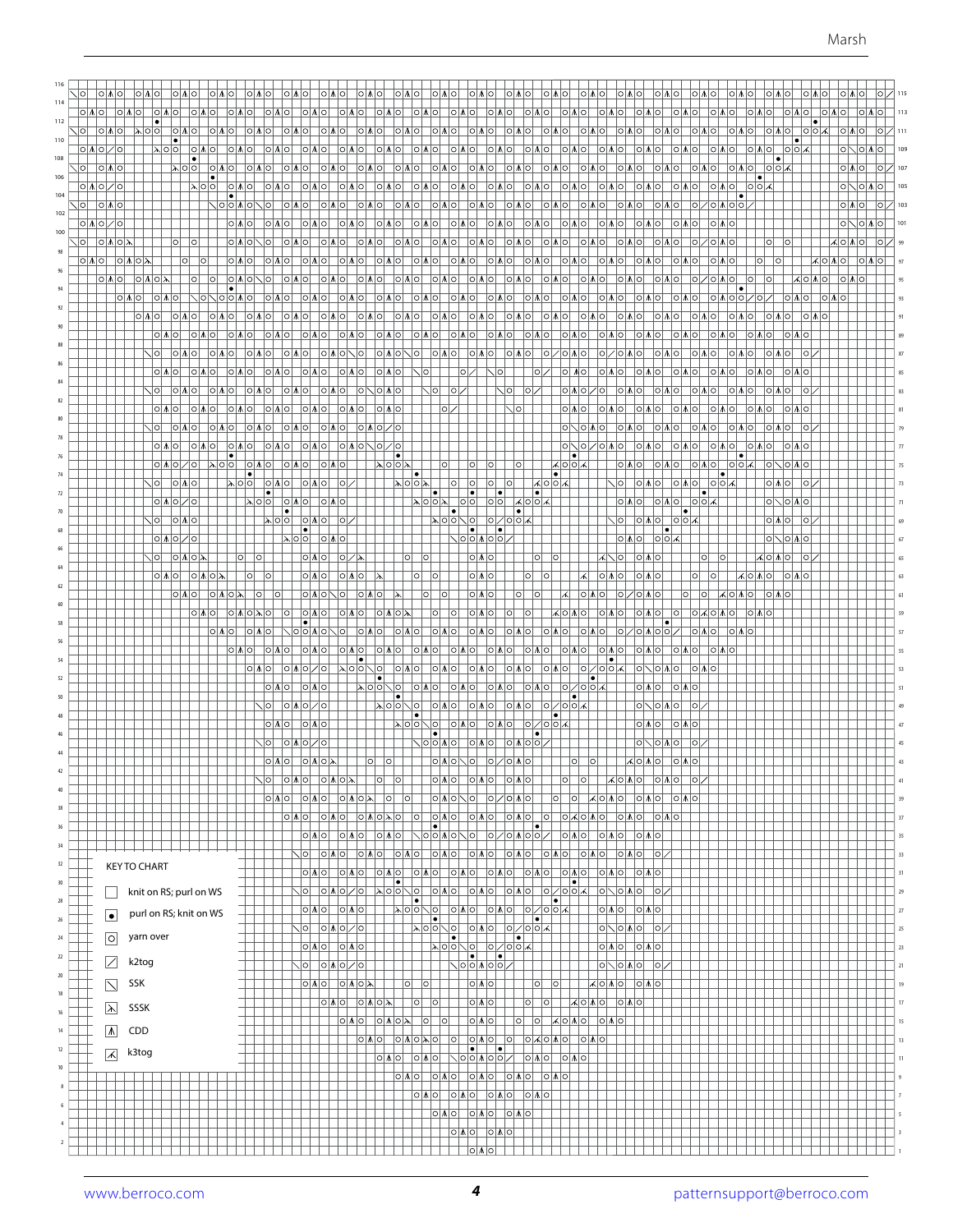KEY TO CHART

| Symbol | Meaning |
| --- | --- |
| (blank) | knit on RS; purl on WS |
| • | purl on RS; knit on WS |
| O | yarn over |
| / | k2tog |
| \ | SSK |
| ⋋ | SSSK |
| Λ | CDD |
| ⋌ | k3tog |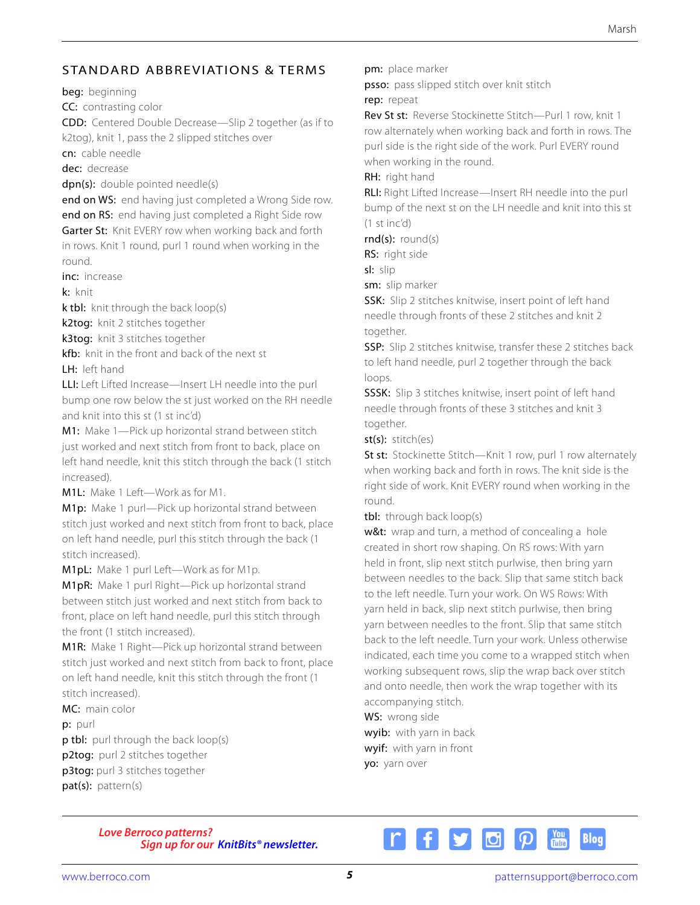## STANDARD ABBREVIATIONS & TERMS

**beg:** beginning
**CC:** contrasting color
**CDD:** Centered Double Decrease—Slip 2 together (as if to k2tog), knit 1, pass the 2 slipped stitches over
**cn:** cable needle
**dec:** decrease
**dpn(s):** double pointed needle(s)
**end on WS:** end having just completed a Wrong Side row.
**end on RS:** end having just completed a Right Side row
**Garter St:** Knit EVERY row when working back and forth in rows. Knit 1 round, purl 1 round when working in the round.
**inc:** increase
**k:** knit
**k tbl:** knit through the back loop(s)
**k2tog:** knit 2 stitches together
**k3tog:** knit 3 stitches together
**kfb:** knit in the front and back of the next st
**LH:** left hand
**LLI:** Left Lifted Increase—Insert LH needle into the purl bump one row below the st just worked on the RH needle and knit into this st (1 st inc'd)
**M1:** Make 1—Pick up horizontal strand between stitch just worked and next stitch from front to back, place on left hand needle, knit this stitch through the back (1 stitch increased).
**M1L:** Make 1 Left—Work as for M1.
**M1p:** Make 1 purl—Pick up horizontal strand between stitch just worked and next stitch from front to back, place on left hand needle, purl this stitch through the back (1 stitch increased).
**M1pL:** Make 1 purl Left—Work as for M1p.
**M1pR:** Make 1 purl Right—Pick up horizontal strand between stitch just worked and next stitch from back to front, place on left hand needle, purl this stitch through the front (1 stitch increased).
**M1R:** Make 1 Right—Pick up horizontal strand between stitch just worked and next stitch from back to front, place on left hand needle, knit this stitch through the front (1 stitch increased).
**MC:** main color
**p:** purl
**p tbl:** purl through the back loop(s)
**p2tog:** purl 2 stitches together
**p3tog:** purl 3 stitches together
**pat(s):** pattern(s)
**pm:** place marker
**psso:** pass slipped stitch over knit stitch
**rep:** repeat
**Rev St st:** Reverse Stockinette Stitch—Purl 1 row, knit 1 row alternately when working back and forth in rows. The purl side is the right side of the work. Purl EVERY round when working in the round.
**RH:** right hand
**RLI:** Right Lifted Increase—Insert RH needle into the purl bump of the next st on the LH needle and knit into this st (1 st inc'd)
**rnd(s):** round(s)
**RS:** right side
**sl:** slip
**sm:** slip marker
**SSK:** Slip 2 stitches knitwise, insert point of left hand needle through fronts of these 2 stitches and knit 2 together.
**SSP:** Slip 2 stitches knitwise, transfer these 2 stitches back to left hand needle, purl 2 together through the back loops.
**SSSK:** Slip 3 stitches knitwise, insert point of left hand needle through fronts of these 3 stitches and knit 3 together.
**st(s):** stitch(es)
**St st:** Stockinette Stitch—Knit 1 row, purl 1 row alternately when working back and forth in rows. The knit side is the right side of work. Knit EVERY round when working in the round.
**tbl:** through back loop(s)
**w&t:** wrap and turn, a method of concealing a hole created in short row shaping. On RS rows: With yarn held in front, slip next stitch purlwise, then bring yarn between needles to the back. Slip that same stitch back to the left needle. Turn your work. On WS Rows: With yarn held in back, slip next stitch purlwise, then bring yarn between needles to the front. Slip that same stitch back to the left needle. Turn your work. Unless otherwise indicated, each time you come to a wrapped stitch when working subsequent rows, slip the wrap back over stitch and onto needle, then work the wrap together with its accompanying stitch.
**WS:** wrong side
**wyib:** with yarn in back
**wyif:** with yarn in front
**yo:** yarn over

*Love Berroco patterns? Sign up for our KnitBits® newsletter.*

www.berroco.com
patternsupport@berroco.com